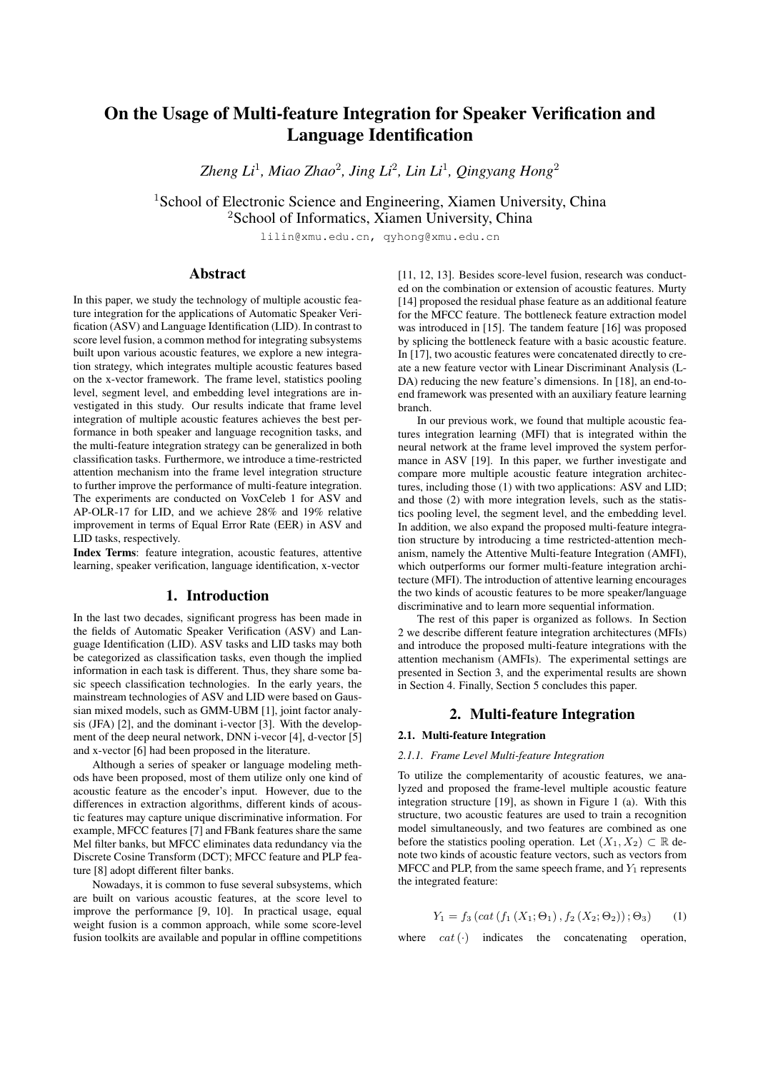# On the Usage of Multi-feature Integration for Speaker Verification and Language Identification

*Zheng Li*[1], *Miao Zhao*[2], *Jing Li*[2], *Lin Li*[1], *Qingyang Hong*[2]

[1]School of Electronic Science and Engineering, Xiamen University, China
[2]School of Informatics, Xiamen University, China

lilin@xmu.edu.cn, qyhong@xmu.edu.cn

## Abstract

In this paper, we study the technology of multiple acoustic feature integration for the applications of Automatic Speaker Verification (ASV) and Language Identification (LID). In contrast to score level fusion, a common method for integrating subsystems built upon various acoustic features, we explore a new integration strategy, which integrates multiple acoustic features based on the x-vector framework. The frame level, statistics pooling level, segment level, and embedding level integrations are investigated in this study. Our results indicate that frame level integration of multiple acoustic features achieves the best performance in both speaker and language recognition tasks, and the multi-feature integration strategy can be generalized in both classification tasks. Furthermore, we introduce a time-restricted attention mechanism into the frame level integration structure to further improve the performance of multi-feature integration. The experiments are conducted on VoxCeleb 1 for ASV and AP-OLR-17 for LID, and we achieve 28% and 19% relative improvement in terms of Equal Error Rate (EER) in ASV and LID tasks, respectively.

**Index Terms**: feature integration, acoustic features, attentive learning, speaker verification, language identification, x-vector

## 1. Introduction

In the last two decades, significant progress has been made in the fields of Automatic Speaker Verification (ASV) and Language Identification (LID). ASV tasks and LID tasks may both be categorized as classification tasks, even though the implied information in each task is different. Thus, they share some basic speech classification technologies. In the early years, the mainstream technologies of ASV and LID were based on Gaussian mixed models, such as GMM-UBM [1], joint factor analysis (JFA) [2], and the dominant i-vector [3]. With the development of the deep neural network, DNN i-vecor [4], d-vector [5] and x-vector [6] had been proposed in the literature.

Although a series of speaker or language modeling methods have been proposed, most of them utilize only one kind of acoustic feature as the encoder's input. However, due to the differences in extraction algorithms, different kinds of acoustic features may capture unique discriminative information. For example, MFCC features [7] and FBank features share the same Mel filter banks, but MFCC eliminates data redundancy via the Discrete Cosine Transform (DCT); MFCC feature and PLP feature [8] adopt different filter banks.

Nowadays, it is common to fuse several subsystems, which are built on various acoustic features, at the score level to improve the performance [9, 10]. In practical usage, equal weight fusion is a common approach, while some score-level fusion toolkits are available and popular in offline competitions [11, 12, 13]. Besides score-level fusion, research was conducted on the combination or extension of acoustic features. Murty [14] proposed the residual phase feature as an additional feature for the MFCC feature. The bottleneck feature extraction model was introduced in [15]. The tandem feature [16] was proposed by splicing the bottleneck feature with a basic acoustic feature. In [17], two acoustic features were concatenated directly to create a new feature vector with Linear Discriminant Analysis (LDA) reducing the new feature's dimensions. In [18], an end-to-end framework was presented with an auxiliary feature learning branch.

In our previous work, we found that multiple acoustic features integration learning (MFI) that is integrated within the neural network at the frame level improved the system performance in ASV [19]. In this paper, we further investigate and compare more multiple acoustic feature integration architectures, including those (1) with two applications: ASV and LID; and those (2) with more integration levels, such as the statistics pooling level, the segment level, and the embedding level. In addition, we also expand the proposed multi-feature integration structure by introducing a time restricted-attention mechanism, namely the Attentive Multi-feature Integration (AMFI), which outperforms our former multi-feature integration architecture (MFI). The introduction of attentive learning encourages the two kinds of acoustic features to be more speaker/language discriminative and to learn more sequential information.

The rest of this paper is organized as follows. In Section 2 we describe different feature integration architectures (MFIs) and introduce the proposed multi-feature integrations with the attention mechanism (AMFIs). The experimental settings are presented in Section 3, and the experimental results are shown in Section 4. Finally, Section 5 concludes this paper.

## 2. Multi-feature Integration

### 2.1. Multi-feature Integration

#### *2.1.1. Frame Level Multi-feature Integration*

To utilize the complementarity of acoustic features, we analyzed and proposed the frame-level multiple acoustic feature integration structure [19], as shown in Figure 1 (a). With this structure, two acoustic features are used to train a recognition model simultaneously, and two features are combined as one before the statistics pooling operation. Let $(X_1, X_2) \subset \mathbb{R}$ denote two kinds of acoustic feature vectors, such as vectors from MFCC and PLP, from the same speech frame, and $Y_1$ represents the integrated feature:

$$Y_1 = f_3\left(cat\left(f_1\left(X_1; \Theta_1\right), f_2\left(X_2; \Theta_2\right)\right); \Theta_3\right) \qquad (1)$$

where $cat(\cdot)$ indicates the concatenating operation,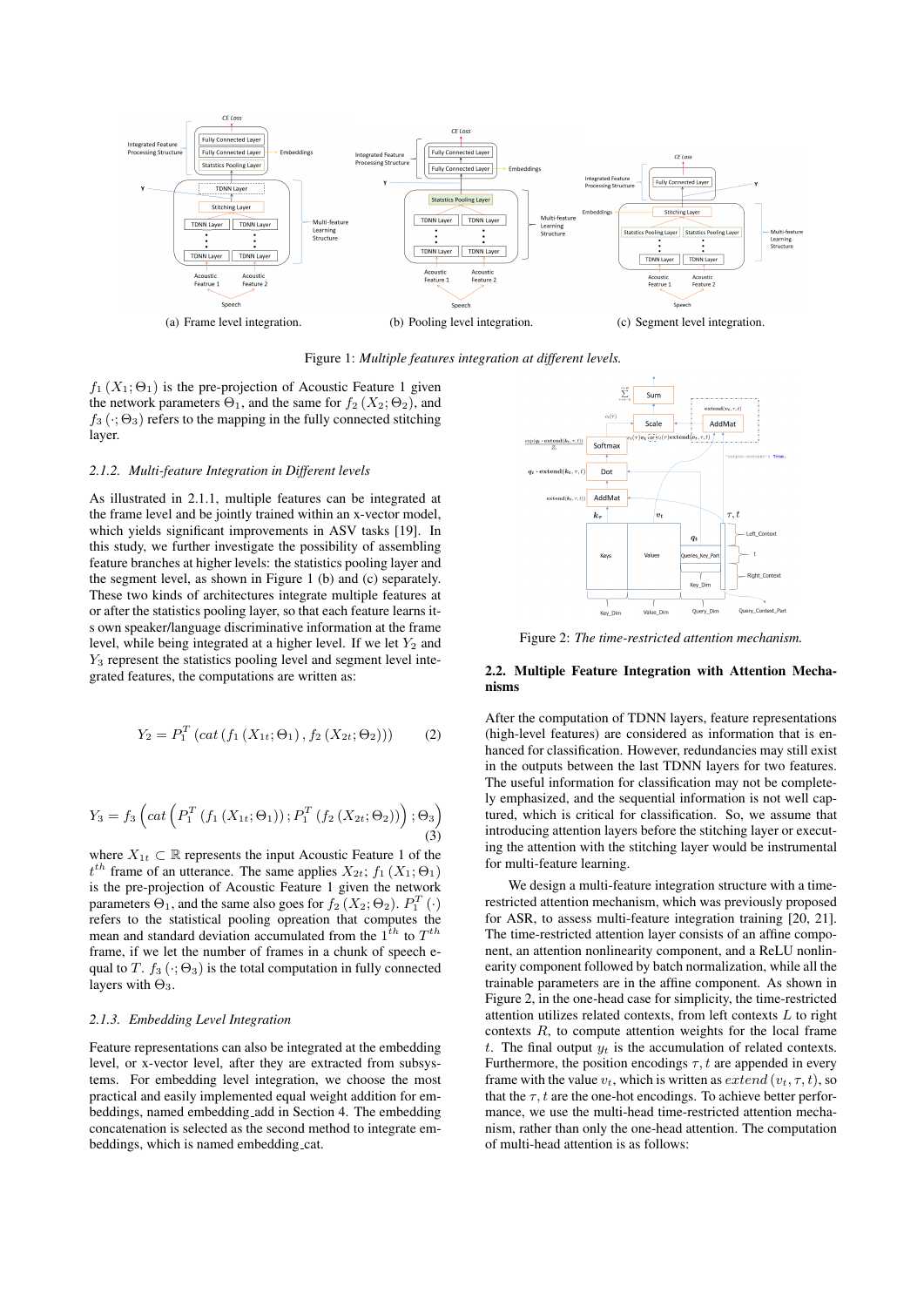(a) Frame level integration. (b) Pooling level integration. (c) Segment level integration.

Figure 1: *Multiple features integration at different levels.*

$f_1(X_1;\Theta_1)$ is the pre-projection of Acoustic Feature 1 given the network parameters $\Theta_1$, and the same for $f_2(X_2;\Theta_2)$, and $f_3(\cdot;\Theta_3)$ refers to the mapping in the fully connected stitching layer.

### 2.1.2. Multi-feature Integration in Different levels

As illustrated in 2.1.1, multiple features can be integrated at the frame level and be jointly trained within an x-vector model, which yields significant improvements in ASV tasks [19]. In this study, we further investigate the possibility of assembling feature branches at higher levels: the statistics pooling layer and the segment level, as shown in Figure 1 (b) and (c) separately. These two kinds of architectures integrate multiple features at or after the statistics pooling layer, so that each feature learns its own speaker/language discriminative information at the frame level, while being integrated at a higher level. If we let $Y_2$ and $Y_3$ represent the statistics pooling level and segment level integrated features, the computations are written as:

$$Y_2 = P_1^T\left(cat\left(f_1\left(X_{1t};\Theta_1\right), f_2\left(X_{2t};\Theta_2\right)\right)\right) \quad (2)$$

$$Y_3 = f_3\left(cat\left(P_1^T\left(f_1\left(X_{1t};\Theta_1\right)\right); P_1^T\left(f_2\left(X_{2t};\Theta_2\right)\right)\right);\Theta_3\right) \quad (3)$$

where $X_{1t} \subset \mathbb{R}$ represents the input Acoustic Feature 1 of the $t^{th}$ frame of an utterance. The same applies $X_{2t}$; $f_1(X_1;\Theta_1)$ is the pre-projection of Acoustic Feature 1 given the network parameters $\Theta_1$, and the same also goes for $f_2(X_2;\Theta_2)$. $P_1^T(\cdot)$ refers to the statistical pooling opreation that computes the mean and standard deviation accumulated from the $1^{th}$ to $T^{th}$ frame, if we let the number of frames in a chunk of speech equal to $T$. $f_3(\cdot;\Theta_3)$ is the total computation in fully connected layers with $\Theta_3$.

### 2.1.3. Embedding Level Integration

Feature representations can also be integrated at the embedding level, or x-vector level, after they are extracted from subsystems. For embedding level integration, we choose the most practical and easily implemented equal weight addition for embeddings, named embedding_add in Section 4. The embedding concatenation is selected as the second method to integrate embeddings, which is named embedding_cat.

Figure 2: *The time-restricted attention mechanism.*

## 2.2. Multiple Feature Integration with Attention Mechanisms

After the computation of TDNN layers, feature representations (high-level features) are considered as information that is enhanced for classification. However, redundancies may still exist in the outputs between the last TDNN layers for two features. The useful information for classification may not be completely emphasized, and the sequential information is not well captured, which is critical for classification. So, we assume that introducing attention layers before the stitching layer or executing the attention with the stitching layer would be instrumental for multi-feature learning.

We design a multi-feature integration structure with a time-restricted attention mechanism, which was previously proposed for ASR, to assess multi-feature integration training [20, 21]. The time-restricted attention layer consists of an affine component, an attention nonlinearity component, and a ReLU nonlinearity component followed by batch normalization, while all the trainable parameters are in the affine component. As shown in Figure 2, in the one-head case for simplicity, the time-restricted attention utilizes related contexts, from left contexts $L$ to right contexts $R$, to compute attention weights for the local frame $t$. The final output $y_t$ is the accumulation of related contexts. Furthermore, the position encodings $\tau, t$ are appended in every frame with the value $v_t$, which is written as $extend(v_t, \tau, t)$, so that the $\tau, t$ are the one-hot encodings. To achieve better performance, we use the multi-head time-restricted attention mechanism, rather than only the one-head attention. The computation of multi-head attention is as follows: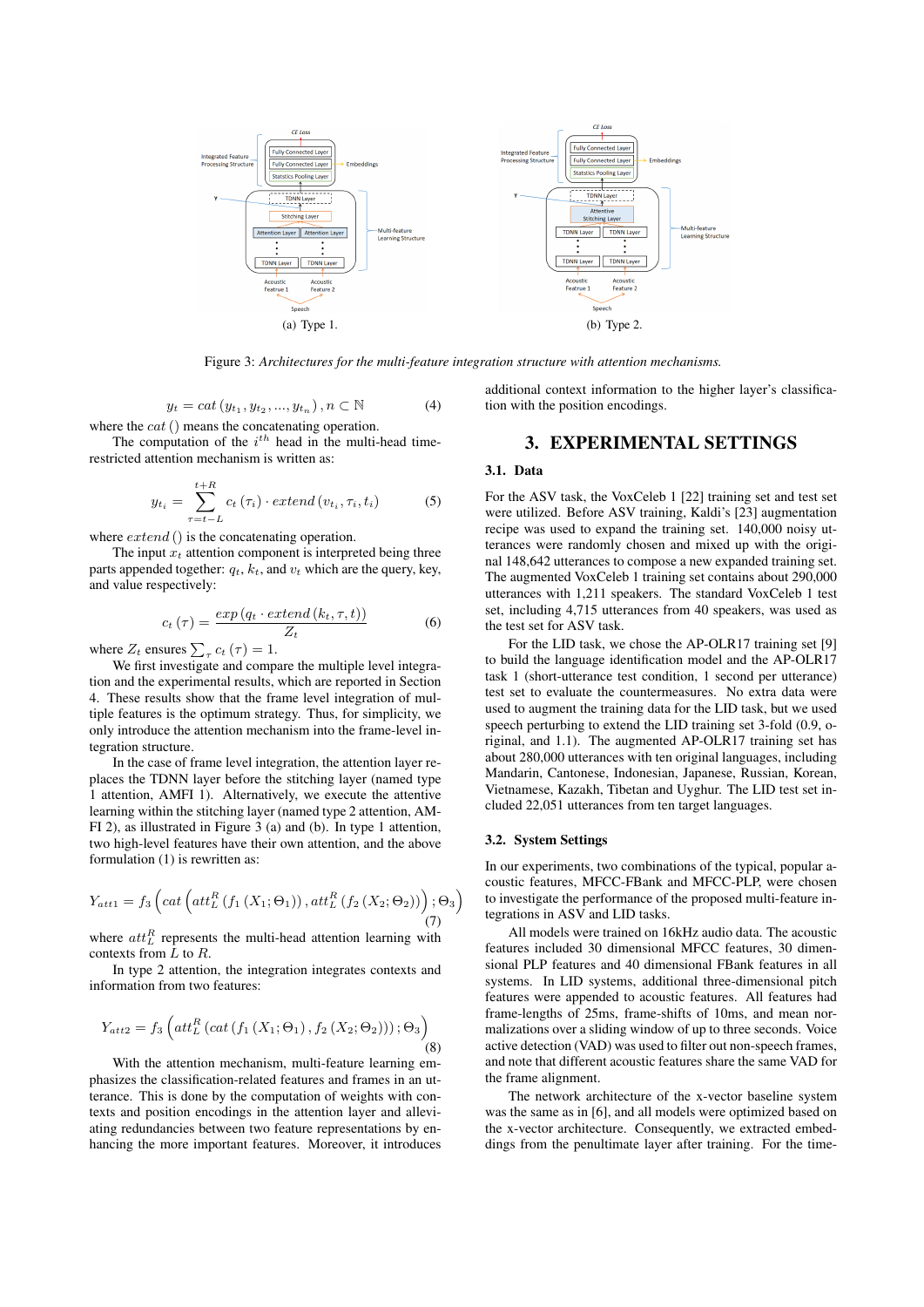(a) Type 1.

(b) Type 2.

Figure 3: *Architectures for the multi-feature integration structure with attention mechanisms.*

$$y_t = cat\left(y_{t_1}, y_{t_2}, ..., y_{t_n}\right), n \subset \mathbb{N} \tag{4}$$

where the $cat\,()$ means the concatenating operation.

The computation of the $i^{th}$ head in the multi-head time-restricted attention mechanism is written as:

$$y_{t_i} = \sum_{\tau=t-L}^{t+R} c_t\left(\tau_i\right) \cdot extend\left(v_{t_i}, \tau_i, t_i\right) \tag{5}$$

where $extend\,()$ is the concatenating operation.

The input $x_t$ attention component is interpreted being three parts appended together: $q_t$, $k_t$, and $v_t$ which are the query, key, and value respectively:

$$c_t\left(\tau\right) = \frac{exp\left(q_t \cdot extend\left(k_t, \tau, t\right)\right)}{Z_t} \tag{6}$$

where $Z_t$ ensures $\sum_\tau c_t\left(\tau\right) = 1$.

We first investigate and compare the multiple level integration and the experimental results, which are reported in Section 4. These results show that the frame level integration of multiple features is the optimum strategy. Thus, for simplicity, we only introduce the attention mechanism into the frame-level integration structure.

In the case of frame level integration, the attention layer replaces the TDNN layer before the stitching layer (named type 1 attention, AMFI 1). Alternatively, we execute the attentive learning within the stitching layer (named type 2 attention, AMFI 2), as illustrated in Figure 3 (a) and (b). In type 1 attention, two high-level features have their own attention, and the above formulation (1) is rewritten as:

$$Y_{att1} = f_3\left(cat\left(att_L^R\left(f_1\left(X_1; \Theta_1\right)\right), att_L^R\left(f_2\left(X_2; \Theta_2\right)\right)\right); \Theta_3\right) \tag{7}$$

where $att_L^R$ represents the multi-head attention learning with contexts from $L$ to $R$.

In type 2 attention, the integration integrates contexts and information from two features:

$$Y_{att2} = f_3\left(att_L^R\left(cat\left(f_1\left(X_1; \Theta_1\right), f_2\left(X_2; \Theta_2\right)\right)\right); \Theta_3\right) \tag{8}$$

With the attention mechanism, multi-feature learning emphasizes the classification-related features and frames in an utterance. This is done by the computation of weights with contexts and position encodings in the attention layer and alleviating redundancies between two feature representations by enhancing the more important features. Moreover, it introduces additional context information to the higher layer's classification with the position encodings.

# 3. EXPERIMENTAL SETTINGS

## 3.1. Data

For the ASV task, the VoxCeleb 1 [22] training set and test set were utilized. Before ASV training, Kaldi's [23] augmentation recipe was used to expand the training set. 140,000 noisy utterances were randomly chosen and mixed up with the original 148,642 utterances to compose a new expanded training set. The augmented VoxCeleb 1 training set contains about 290,000 utterances with 1,211 speakers. The standard VoxCeleb 1 test set, including 4,715 utterances from 40 speakers, was used as the test set for ASV task.

For the LID task, we chose the AP-OLR17 training set [9] to build the language identification model and the AP-OLR17 task 1 (short-utterance test condition, 1 second per utterance) test set to evaluate the countermeasures. No extra data were used to augment the training data for the LID task, but we used speech perturbing to extend the LID training set 3-fold (0.9, original, and 1.1). The augmented AP-OLR17 training set has about 280,000 utterances with ten original languages, including Mandarin, Cantonese, Indonesian, Japanese, Russian, Korean, Vietnamese, Kazakh, Tibetan and Uyghur. The LID test set included 22,051 utterances from ten target languages.

## 3.2. System Settings

In our experiments, two combinations of the typical, popular acoustic features, MFCC-FBank and MFCC-PLP, were chosen to investigate the performance of the proposed multi-feature integrations in ASV and LID tasks.

All models were trained on 16kHz audio data. The acoustic features included 30 dimensional MFCC features, 30 dimensional PLP features and 40 dimensional FBank features in all systems. In LID systems, additional three-dimensional pitch features were appended to acoustic features. All features had frame-lengths of 25ms, frame-shifts of 10ms, and mean normalizations over a sliding window of up to three seconds. Voice active detection (VAD) was used to filter out non-speech frames, and note that different acoustic features share the same VAD for the frame alignment.

The network architecture of the x-vector baseline system was the same as in [6], and all models were optimized based on the x-vector architecture. Consequently, we extracted embeddings from the penultimate layer after training. For the time-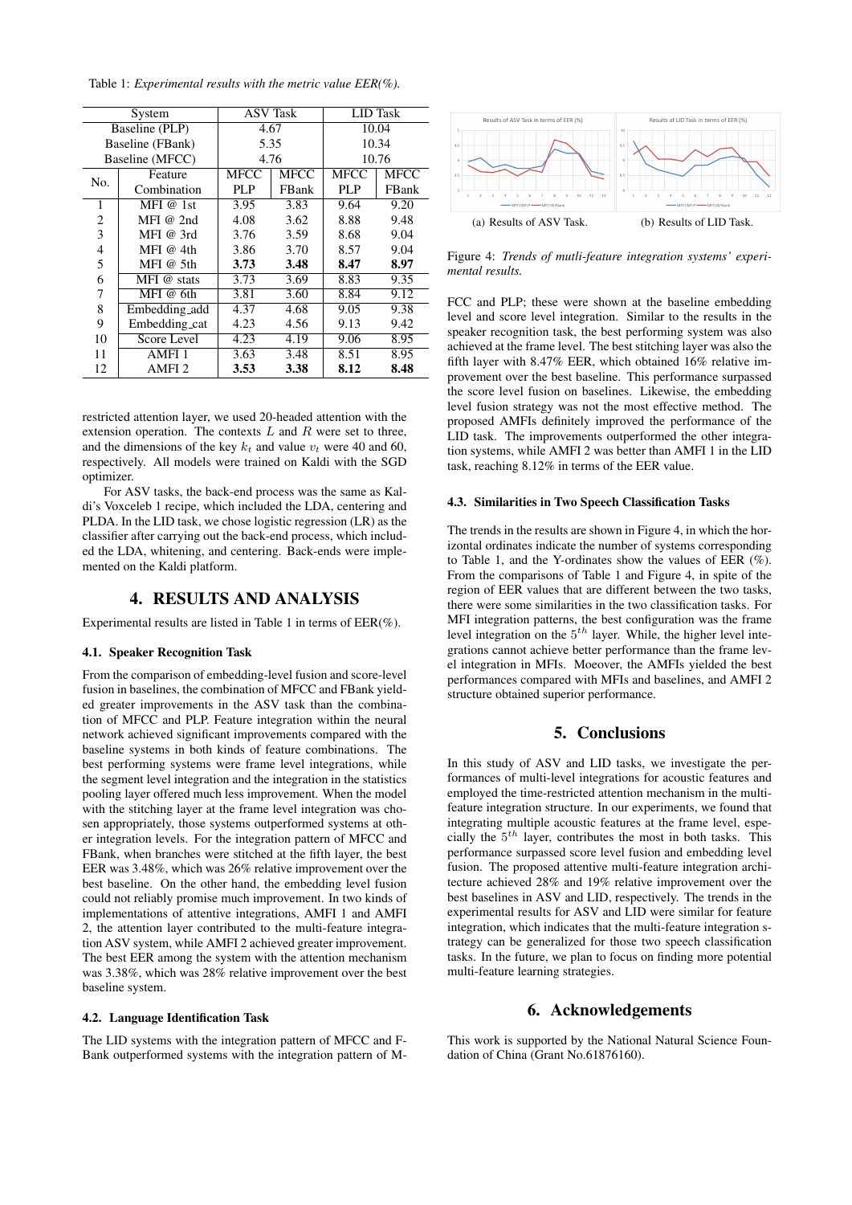Table 1: *Experimental results with the metric value EER(%).*

| System | | ASV Task | | LID Task | |
|---|---|---|---|---|---|
| Baseline (PLP) | | 4.67 | | 10.04 | |
| Baseline (FBank) | | 5.35 | | 10.34 | |
| Baseline (MFCC) | | 4.76 | | 10.76 | |
| No. | Feature Combination | MFCC PLP | MFCC FBank | MFCC PLP | MFCC FBank |
| 1 | MFI @ 1st | 3.95 | 3.83 | 9.64 | 9.20 |
| 2 | MFI @ 2nd | 4.08 | 3.62 | 8.88 | 9.48 |
| 3 | MFI @ 3rd | 3.76 | 3.59 | 8.68 | 9.04 |
| 4 | MFI @ 4th | 3.86 | 3.70 | 8.57 | 9.04 |
| 5 | MFI @ 5th | **3.73** | **3.48** | **8.47** | **8.97** |
| 6 | MFI @ stats | 3.73 | 3.69 | 8.83 | 9.35 |
| 7 | MFI @ 6th | 3.81 | 3.60 | 8.84 | 9.12 |
| 8 | Embedding_add | 4.37 | 4.68 | 9.05 | 9.38 |
| 9 | Embedding_cat | 4.23 | 4.56 | 9.13 | 9.42 |
| 10 | Score Level | 4.23 | 4.19 | 9.06 | 8.95 |
| 11 | AMFI 1 | 3.63 | 3.48 | 8.51 | 8.95 |
| 12 | AMFI 2 | **3.53** | **3.38** | **8.12** | **8.48** |

restricted attention layer, we used 20-headed attention with the extension operation. The contexts $L$ and $R$ were set to three, and the dimensions of the key $k_t$ and value $v_t$ were 40 and 60, respectively. All models were trained on Kaldi with the SGD optimizer.

For ASV tasks, the back-end process was the same as Kaldi's Voxceleb 1 recipe, which included the LDA, centering and PLDA. In the LID task, we chose logistic regression (LR) as the classifier after carrying out the back-end process, which included the LDA, whitening, and centering. Back-ends were implemented on the Kaldi platform.

# 4. RESULTS AND ANALYSIS

Experimental results are listed in Table 1 in terms of EER(%).

### 4.1. Speaker Recognition Task

From the comparison of embedding-level fusion and score-level fusion in baselines, the combination of MFCC and FBank yielded greater improvements in the ASV task than the combination of MFCC and PLP. Feature integration within the neural network achieved significant improvements compared with the baseline systems in both kinds of feature combinations. The best performing systems were frame level integrations, while the segment level integration and the integration in the statistics pooling layer offered much less improvement. When the model with the stitching layer at the frame level integration was chosen appropriately, those systems outperformed systems at other integration levels. For the integration pattern of MFCC and FBank, when branches were stitched at the fifth layer, the best EER was 3.48%, which was 26% relative improvement over the best baseline. On the other hand, the embedding level fusion could not reliably promise much improvement. In two kinds of implementations of attentive integrations, AMFI 1 and AMFI 2, the attention layer contributed to the multi-feature integration ASV system, while AMFI 2 achieved greater improvement. The best EER among the system with the attention mechanism was 3.38%, which was 28% relative improvement over the best baseline system.

### 4.2. Language Identification Task

The LID systems with the integration pattern of MFCC and FBank outperformed systems with the integration pattern of MFCC and PLP; these were shown at the baseline embedding level and score level integration. Similar to the results in the speaker recognition task, the best performing system was also achieved at the frame level. The best stitching layer was also the fifth layer with 8.47% EER, which obtained 16% relative improvement over the best baseline. This performance surpassed the score level fusion on baselines. Likewise, the embedding level fusion strategy was not the most effective method. The proposed AMFIs definitely improved the performance of the LID task. The improvements outperformed the other integration systems, while AMFI 2 was better than AMFI 1 in the LID task, reaching 8.12% in terms of the EER value.

(a) Results of ASV Task. (b) Results of LID Task.

Figure 4: *Trends of mutli-feature integration systems' experimental results.*

### 4.3. Similarities in Two Speech Classification Tasks

The trends in the results are shown in Figure 4, in which the horizontal ordinates indicate the number of systems corresponding to Table 1, and the Y-ordinates show the values of EER (%). From the comparisons of Table 1 and Figure 4, in spite of the region of EER values that are different between the two tasks, there were some similarities in the two classification tasks. For MFI integration patterns, the best configuration was the frame level integration on the $5^{th}$ layer. While, the higher level integrations cannot achieve better performance than the frame level integration in MFIs. Moeover, the AMFIs yielded the best performances compared with MFIs and baselines, and AMFI 2 structure obtained superior performance.

# 5. Conclusions

In this study of ASV and LID tasks, we investigate the performances of multi-level integrations for acoustic features and employed the time-restricted attention mechanism in the multi-feature integration structure. In our experiments, we found that integrating multiple acoustic features at the frame level, especially the $5^{th}$ layer, contributes the most in both tasks. This performance surpassed score level fusion and embedding level fusion. The proposed attentive multi-feature integration architecture achieved 28% and 19% relative improvement over the best baselines in ASV and LID, respectively. The trends in the experimental results for ASV and LID were similar for feature integration, which indicates that the multi-feature integration strategy can be generalized for those two speech classification tasks. In the future, we plan to focus on finding more potential multi-feature learning strategies.

# 6. Acknowledgements

This work is supported by the National Natural Science Foundation of China (Grant No.61876160).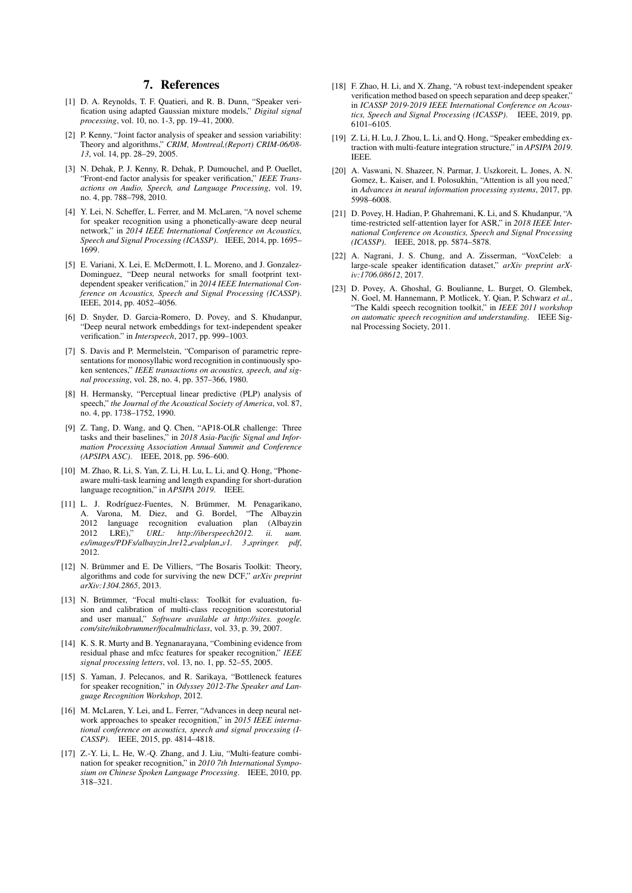# 7. References

[1] D. A. Reynolds, T. F. Quatieri, and R. B. Dunn, "Speaker verification using adapted Gaussian mixture models," *Digital signal processing*, vol. 10, no. 1-3, pp. 19–41, 2000.

[2] P. Kenny, "Joint factor analysis of speaker and session variability: Theory and algorithms," *CRIM, Montreal,(Report) CRIM-06/08-13*, vol. 14, pp. 28–29, 2005.

[3] N. Dehak, P. J. Kenny, R. Dehak, P. Dumouchel, and P. Ouellet, "Front-end factor analysis for speaker verification," *IEEE Transactions on Audio, Speech, and Language Processing*, vol. 19, no. 4, pp. 788–798, 2010.

[4] Y. Lei, N. Scheffer, L. Ferrer, and M. McLaren, "A novel scheme for speaker recognition using a phonetically-aware deep neural network," in *2014 IEEE International Conference on Acoustics, Speech and Signal Processing (ICASSP)*. IEEE, 2014, pp. 1695–1699.

[5] E. Variani, X. Lei, E. McDermott, I. L. Moreno, and J. Gonzalez-Dominguez, "Deep neural networks for small footprint text-dependent speaker verification," in *2014 IEEE International Conference on Acoustics, Speech and Signal Processing (ICASSP)*. IEEE, 2014, pp. 4052–4056.

[6] D. Snyder, D. Garcia-Romero, D. Povey, and S. Khudanpur, "Deep neural network embeddings for text-independent speaker verification." in *Interspeech*, 2017, pp. 999–1003.

[7] S. Davis and P. Mermelstein, "Comparison of parametric representations for monosyllabic word recognition in continuously spoken sentences," *IEEE transactions on acoustics, speech, and signal processing*, vol. 28, no. 4, pp. 357–366, 1980.

[8] H. Hermansky, "Perceptual linear predictive (PLP) analysis of speech," *the Journal of the Acoustical Society of America*, vol. 87, no. 4, pp. 1738–1752, 1990.

[9] Z. Tang, D. Wang, and Q. Chen, "AP18-OLR challenge: Three tasks and their baselines," in *2018 Asia-Pacific Signal and Information Processing Association Annual Summit and Conference (APSIPA ASC)*. IEEE, 2018, pp. 596–600.

[10] M. Zhao, R. Li, S. Yan, Z. Li, H. Lu, L. Li, and Q. Hong, "Phone-aware multi-task learning and length expanding for short-duration language recognition," in *APSIPA 2019*. IEEE.

[11] L. J. Rodríguez-Fuentes, N. Brümmer, M. Penagarikano, A. Varona, M. Diez, and G. Bordel, "The Albayzin 2012 language recognition evaluation plan (Albayzin 2012 LRE)," *URL: http://iberspeech2012. ii. uam. es/images/PDFs/albayzin_lre12_evalplan_v1. 3_springer. pdf*, 2012.

[12] N. Brümmer and E. De Villiers, "The Bosaris Toolkit: Theory, algorithms and code for surviving the new DCF," *arXiv preprint arXiv:1304.2865*, 2013.

[13] N. Brümmer, "Focal multi-class: Toolkit for evaluation, fusion and calibration of multi-class recognition scorestutorial and user manual," *Software available at http://sites. google. com/site/nikobrummer/focalmulticlass*, vol. 33, p. 39, 2007.

[14] K. S. R. Murty and B. Yegnanarayana, "Combining evidence from residual phase and mfcc features for speaker recognition," *IEEE signal processing letters*, vol. 13, no. 1, pp. 52–55, 2005.

[15] S. Yaman, J. Pelecanos, and R. Sarikaya, "Bottleneck features for speaker recognition," in *Odyssey 2012-The Speaker and Language Recognition Workshop*, 2012.

[16] M. McLaren, Y. Lei, and L. Ferrer, "Advances in deep neural network approaches to speaker recognition," in *2015 IEEE international conference on acoustics, speech and signal processing (I-CASSP)*. IEEE, 2015, pp. 4814–4818.

[17] Z.-Y. Li, L. He, W.-Q. Zhang, and J. Liu, "Multi-feature combination for speaker recognition," in *2010 7th International Symposium on Chinese Spoken Language Processing*. IEEE, 2010, pp. 318–321.

[18] F. Zhao, H. Li, and X. Zhang, "A robust text-independent speaker verification method based on speech separation and deep speaker," in *ICASSP 2019-2019 IEEE International Conference on Acoustics, Speech and Signal Processing (ICASSP)*. IEEE, 2019, pp. 6101–6105.

[19] Z. Li, H. Lu, J. Zhou, L. Li, and Q. Hong, "Speaker embedding extraction with multi-feature integration structure," in *APSIPA 2019*. IEEE.

[20] A. Vaswani, N. Shazeer, N. Parmar, J. Uszkoreit, L. Jones, A. N. Gomez, Ł. Kaiser, and I. Polosukhin, "Attention is all you need," in *Advances in neural information processing systems*, 2017, pp. 5998–6008.

[21] D. Povey, H. Hadian, P. Ghahremani, K. Li, and S. Khudanpur, "A time-restricted self-attention layer for ASR," in *2018 IEEE International Conference on Acoustics, Speech and Signal Processing (ICASSP)*. IEEE, 2018, pp. 5874–5878.

[22] A. Nagrani, J. S. Chung, and A. Zisserman, "VoxCeleb: a large-scale speaker identification dataset," *arXiv preprint arXiv:1706.08612*, 2017.

[23] D. Povey, A. Ghoshal, G. Boulianne, L. Burget, O. Glembek, N. Goel, M. Hannemann, P. Motlicek, Y. Qian, P. Schwarz *et al.*, "The Kaldi speech recognition toolkit," in *IEEE 2011 workshop on automatic speech recognition and understanding*. IEEE Signal Processing Society, 2011.